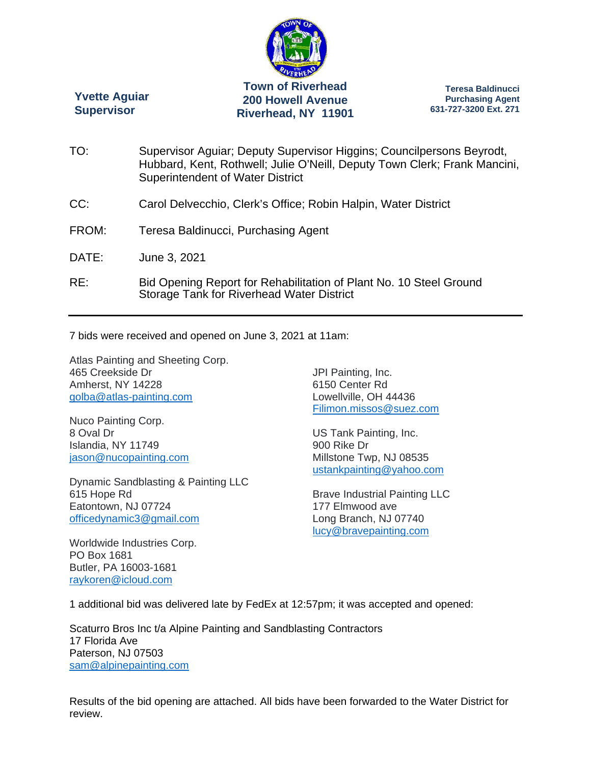**Yvette Aguiar**
**Supervisor**

**Town of Riverhead**
**200 Howell Avenue**
**Riverhead, NY 11901**

**Teresa Baldinucci**
**Purchasing Agent**
**631-727-3200 Ext. 271**

TO: Supervisor Aguiar; Deputy Supervisor Higgins; Councilpersons Beyrodt, Hubbard, Kent, Rothwell; Julie O'Neill, Deputy Town Clerk; Frank Mancini, Superintendent of Water District

CC: Carol Delvecchio, Clerk's Office; Robin Halpin, Water District

FROM: Teresa Baldinucci, Purchasing Agent

DATE: June 3, 2021

RE: Bid Opening Report for Rehabilitation of Plant No. 10 Steel Ground Storage Tank for Riverhead Water District

---

7 bids were received and opened on June 3, 2021 at 11am:

Atlas Painting and Sheeting Corp.
465 Creekside Dr
Amherst, NY 14228
golba@atlas-painting.com

Nuco Painting Corp.
8 Oval Dr
Islandia, NY 11749
jason@nucopainting.com

Dynamic Sandblasting & Painting LLC
615 Hope Rd
Eatontown, NJ 07724
officedynamic3@gmail.com

Worldwide Industries Corp.
PO Box 1681
Butler, PA 16003-1681
raykoren@icloud.com

JPI Painting, Inc.
6150 Center Rd
Lowellville, OH 44436
Filimon.missos@suez.com

US Tank Painting, Inc.
900 Rike Dr
Millstone Twp, NJ 08535
ustankpainting@yahoo.com

Brave Industrial Painting LLC
177 Elmwood ave
Long Branch, NJ 07740
lucy@bravepainting.com

1 additional bid was delivered late by FedEx at 12:57pm; it was accepted and opened:

Scaturro Bros Inc t/a Alpine Painting and Sandblasting Contractors
17 Florida Ave
Paterson, NJ 07503
sam@alpinepainting.com

Results of the bid opening are attached. All bids have been forwarded to the Water District for review.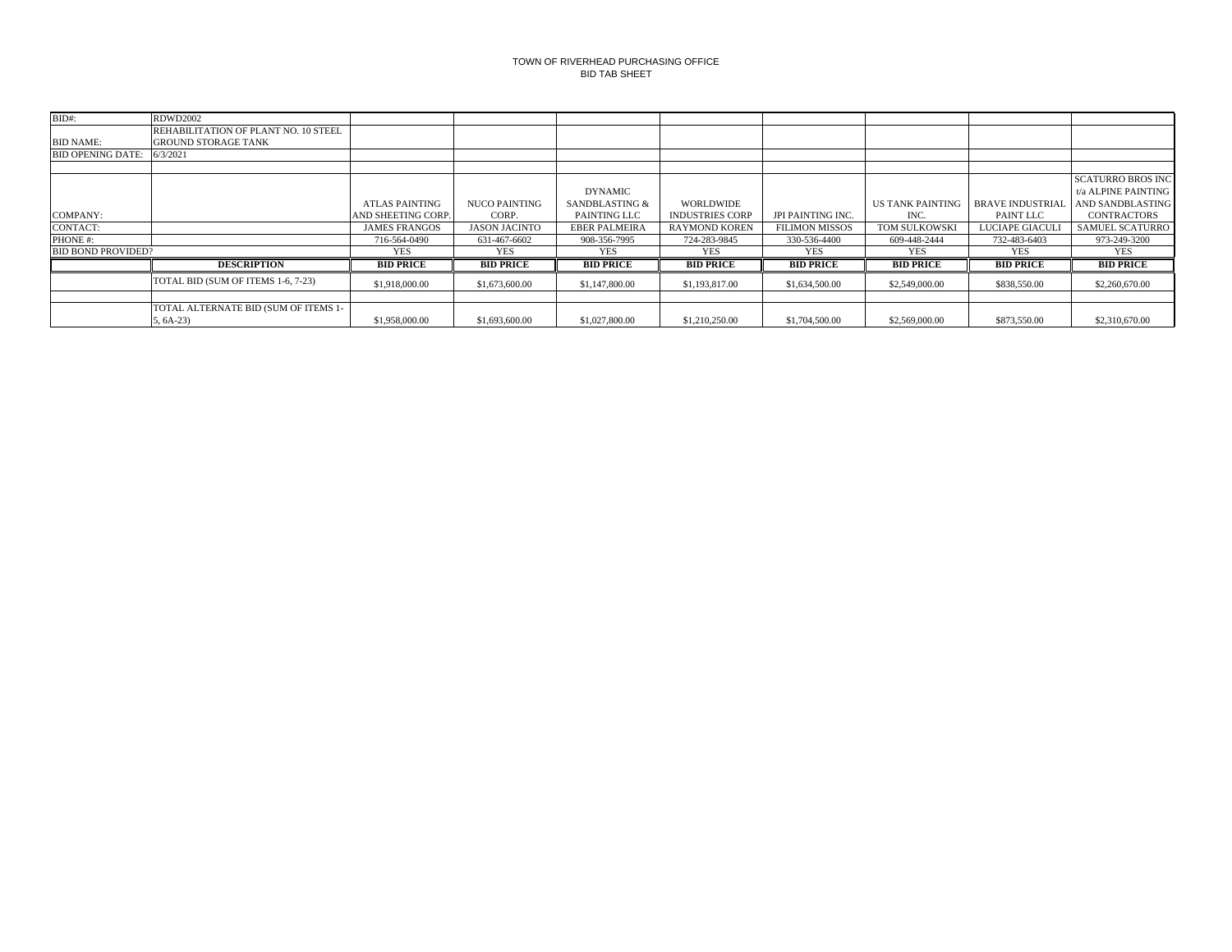TOWN OF RIVERHEAD PURCHASING OFFICE
BID TAB SHEET

| | | | | | | | | | |
|---|---|---|---|---|---|---|---|---|---|
| BID#: | RDWD2002 | | | | | | | | |
| BID NAME: | REHABILITATION OF PLANT NO. 10 STEEL GROUND STORAGE TANK | | | | | | | | |
| BID OPENING DATE: | 6/3/2021 | | | | | | | | |
| | | | | | | | | | |
| COMPANY: | | ATLAS PAINTING AND SHEETING CORP. | NUCO PAINTING CORP. | DYNAMIC SANDBLASTING & PAINTING LLC | WORLDWIDE INDUSTRIES CORP | JPI PAINTING INC. | US TANK PAINTING INC. | BRAVE INDUSTRIAL PAINT LLC | SCATURRO BROS INC t/a ALPINE PAINTING AND SANDBLASTING CONTRACTORS |
| CONTACT: | | JAMES FRANGOS | JASON JACINTO | EBER PALMEIRA | RAYMOND KOREN | FILIMON MISSOS | TOM SULKOWSKI | LUCIAPE GIACULI | SAMUEL SCATURRO |
| PHONE #: | | 716-564-0490 | 631-467-6602 | 908-356-7995 | 724-283-9845 | 330-536-4400 | 609-448-2444 | 732-483-6403 | 973-249-3200 |
| BID BOND PROVIDED? | | YES | YES | YES | YES | YES | YES | YES | YES |
| | **DESCRIPTION** | **BID PRICE** | **BID PRICE** | **BID PRICE** | **BID PRICE** | **BID PRICE** | **BID PRICE** | **BID PRICE** | **BID PRICE** |
| | TOTAL BID (SUM OF ITEMS 1-6, 7-23) | $1,918,000.00 | $1,673,600.00 | $1,147,800.00 | $1,193,817.00 | $1,634,500.00 | $2,549,000.00 | $838,550.00 | $2,260,670.00 |
| | | | | | | | | | |
| | TOTAL ALTERNATE BID (SUM OF ITEMS 1-5, 6A-23) | $1,958,000.00 | $1,693,600.00 | $1,027,800.00 | $1,210,250.00 | $1,704,500.00 | $2,569,000.00 | $873,550.00 | $2,310,670.00 |